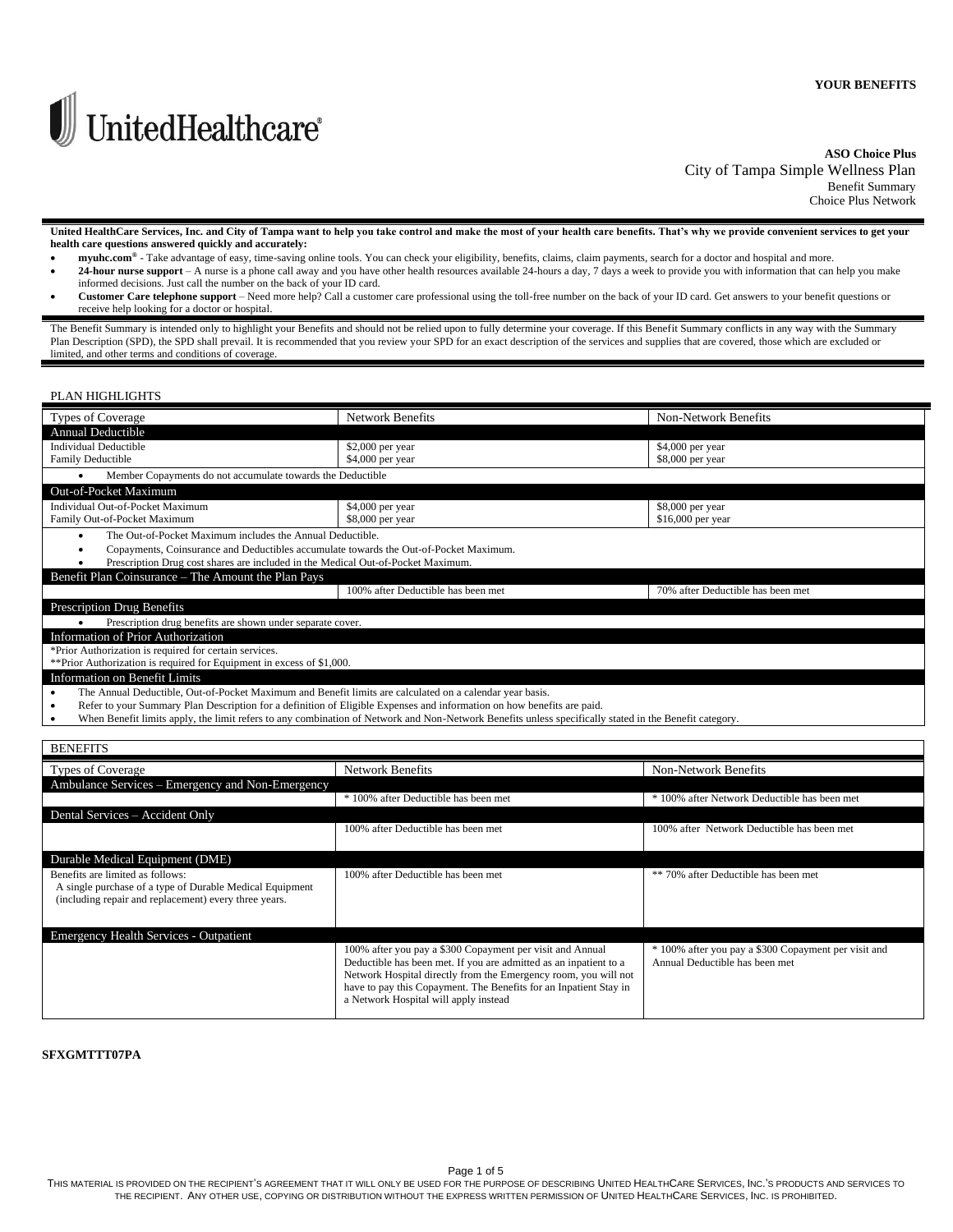**YOUR BENEFITS**

UnitedHealthcare®

**ASO Choice Plus**
City of Tampa Simple Wellness Plan
Benefit Summary
Choice Plus Network

**United HealthCare Services, Inc. and City of Tampa want to help you take control and make the most of your health care benefits. That's why we provide convenient services to get your health care questions answered quickly and accurately:**

- **myuhc.com®** - Take advantage of easy, time-saving online tools. You can check your eligibility, benefits, claims, claim payments, search for a doctor and hospital and more.
- **24-hour nurse support** – A nurse is a phone call away and you have other health resources available 24-hours a day, 7 days a week to provide you with information that can help you make informed decisions. Just call the number on the back of your ID card.
- **Customer Care telephone support** – Need more help? Call a customer care professional using the toll-free number on the back of your ID card. Get answers to your benefit questions or receive help looking for a doctor or hospital.

The Benefit Summary is intended only to highlight your Benefits and should not be relied upon to fully determine your coverage. If this Benefit Summary conflicts in any way with the Summary Plan Description (SPD), the SPD shall prevail. It is recommended that you review your SPD for an exact description of the services and supplies that are covered, those which are excluded or limited, and other terms and conditions of coverage.

## PLAN HIGHLIGHTS

| Types of Coverage | Network Benefits | Non-Network Benefits |
|---|---|---|
| **Annual Deductible** | | |
| Individual Deductible<br>Family Deductible | $2,000 per year<br>$4,000 per year | $4,000 per year<br>$8,000 per year |
| • Member Copayments do not accumulate towards the Deductible | | |
| **Out-of-Pocket Maximum** | | |
| Individual Out-of-Pocket Maximum<br>Family Out-of-Pocket Maximum | $4,000 per year<br>$8,000 per year | $8,000 per year<br>$16,000 per year |
| • The Out-of-Pocket Maximum includes the Annual Deductible.<br>• Copayments, Coinsurance and Deductibles accumulate towards the Out-of-Pocket Maximum.<br>• Prescription Drug cost shares are included in the Medical Out-of-Pocket Maximum. | | |
| **Benefit Plan Coinsurance – The Amount the Plan Pays** | | |
| | 100% after Deductible has been met | 70% after Deductible has been met |
| **Prescription Drug Benefits** | | |
| • Prescription drug benefits are shown under separate cover. | | |
| **Information of Prior Authorization** | | |
| *Prior Authorization is required for certain services.<br>**Prior Authorization is required for Equipment in excess of $1,000. | | |
| **Information on Benefit Limits** | | |
| • The Annual Deductible, Out-of-Pocket Maximum and Benefit limits are calculated on a calendar year basis.<br>• Refer to your Summary Plan Description for a definition of Eligible Expenses and information on how benefits are paid.<br>• When Benefit limits apply, the limit refers to any combination of Network and Non-Network Benefits unless specifically stated in the Benefit category. | | |

## BENEFITS

| Types of Coverage | Network Benefits | Non-Network Benefits |
|---|---|---|
| **Ambulance Services – Emergency and Non-Emergency** | | |
| | * 100% after Deductible has been met | * 100% after Network Deductible has been met |
| **Dental Services – Accident Only** | | |
| | 100% after Deductible has been met | 100% after Network Deductible has been met |
| **Durable Medical Equipment (DME)** | | |
| Benefits are limited as follows:<br>A single purchase of a type of Durable Medical Equipment (including repair and replacement) every three years. | 100% after Deductible has been met | ** 70% after Deductible has been met |
| **Emergency Health Services - Outpatient** | | |
| | 100% after you pay a $300 Copayment per visit and Annual Deductible has been met. If you are admitted as an inpatient to a Network Hospital directly from the Emergency room, you will not have to pay this Copayment. The Benefits for an Inpatient Stay in a Network Hospital will apply instead | * 100% after you pay a $300 Copayment per visit and Annual Deductible has been met |

**SFXGMTTT07PA**

THIS MATERIAL IS PROVIDED ON THE RECIPIENT'S AGREEMENT THAT IT WILL ONLY BE USED FOR THE PURPOSE OF DESCRIBING UNITED HEALTHCARE SERVICES, INC.'S PRODUCTS AND SERVICES TO THE RECIPIENT. ANY OTHER USE, COPYING OR DISTRIBUTION WITHOUT THE EXPRESS WRITTEN PERMISSION OF UNITED HEALTHCARE SERVICES, INC. IS PROHIBITED.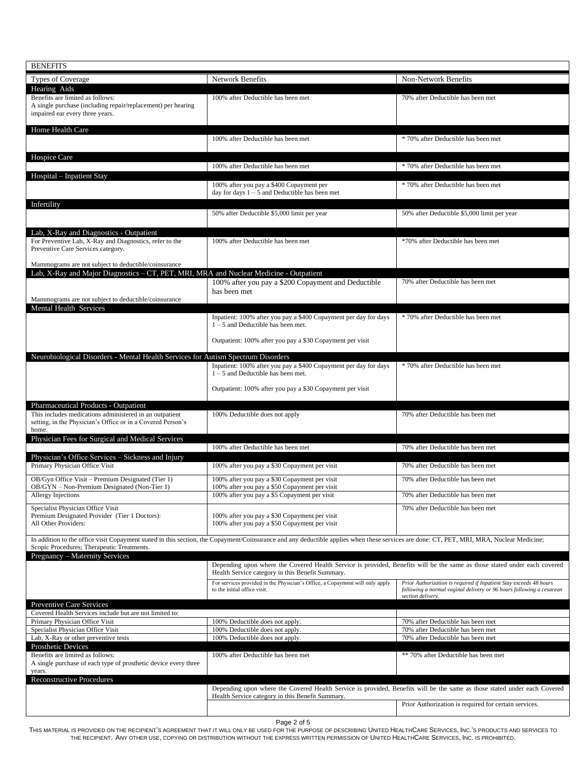| BENEFITS | | |
|---|---|---|
| Types of Coverage | Network Benefits | Non-Network Benefits |
| **Hearing Aids** | | |
| Benefits are limited as follows: A single purchase (including repair/replacement) per hearing impaired ear every three years. | 100% after Deductible has been met | 70% after Deductible has been met |
| **Home Health Care** | | |
| | 100% after Deductible has been met | * 70% after Deductible has been met |
| **Hospice Care** | | |
| | 100% after Deductible has been met | * 70% after Deductible has been met |
| **Hospital – Inpatient Stay** | | |
| | 100% after you pay a $400 Copayment per day for days 1 – 5 and Deductible has been met | * 70% after Deductible has been met |
| **Infertility** | | |
| | 50% after Deductible $5,000 limit per year | 50% after Deductible $5,000 limit per year |
| **Lab, X-Ray and Diagnostics - Outpatient** | | |
| For Preventive Lab, X-Ray and Diagnostics, refer to the Preventive Care Services category.<br><br>Mammograms are not subject to deductible/coinsurance | 100% after Deductible has been met | *70% after Deductible has been met |
| **Lab, X-Ray and Major Diagnostics – CT, PET, MRI, MRA and Nuclear Medicine - Outpatient** | | |
| Mammograms are not subject to deductible/coinsurance | 100% after you pay a $200 Copayment and Deductible has been met | 70% after Deductible has been met |
| **Mental Health Services** | | |
| | Inpatient: 100% after you pay a $400 Copayment per day for days 1 – 5 and Deductible has been met.<br><br>Outpatient: 100% after you pay a $30 Copayment per visit | * 70% after Deductible has been met |
| **Neurobiological Disorders - Mental Health Services for Autism Spectrum Disorders** | | |
| | Inpatient: 100% after you pay a $400 Copayment per day for days 1 – 5 and Deductible has been met.<br><br>Outpatient: 100% after you pay a $30 Copayment per visit | * 70% after Deductible has been met |
| **Pharmaceutical Products - Outpatient** | | |
| This includes medications administered in an outpatient setting, in the Physician's Office or in a Covered Person's home. | 100% Deductible does not apply | 70% after Deductible has been met |
| **Physician Fees for Surgical and Medical Services** | | |
| | 100% after Deductible has been met | 70% after Deductible has been met |
| **Physician's Office Services – Sickness and Injury** | | |
| Primary Physician Office Visit | 100% after you pay a $30 Copayment per visit | 70% after Deductible has been met |
| OB/Gyn Office Visit – Premium Designated (Tier 1)<br>OB/GYN – Non-Premium Designated (Non-Tier 1) | 100% after you pay a $30 Copayment per visit<br>100% after you pay a $50 Copayment per visit | 70% after Deductible has been met |
| Allergy Injections | 100% after you pay a $5 Copayment per visit | 70% after Deductible has been met |
| Specialist Physician Office Visit<br>Premium Designated Provider (Tier 1 Doctors):<br>All Other Providers: | <br>100% after you pay a $30 Copayment per visit<br>100% after you pay a $50 Copayment per visit | 70% after Deductible has been met |
| In addition to the office visit Copayment stated in this section, the Copayment/Coinsurance and any deductible applies when these services are done: CT, PET, MRI, MRA, Nuclear Medicine; Scopic Procedures; Therapeutic Treatments. | | |
| **Pregnancy – Maternity Services** | | |
| | Depending upon where the Covered Health Service is provided, Benefits will be the same as those stated under each covered Health Service category in this Benefit Summary. | |
| | For services provided in the Physician's Office, a Copayment will only apply to the initial office visit. | *Prior Authorization is required if Inpatient Stay exceeds 48 hours following a normal vaginal delivery or 96 hours following a cesarean section delivery.* |
| **Preventive Care Services** | | |
| Covered Health Services include but are not limited to: | | |
| Primary Physician Office Visit | 100% Deductible does not apply. | 70% after Deductible has been met |
| Specialist Physician Office Visit | 100% Deductible does not apply. | 70% after Deductible has been met |
| Lab, X-Ray or other preventive tests | 100% Deductible does not apply. | 70% after Deductible has been met |
| **Prosthetic Devices** | | |
| Benefits are limited as follows: A single purchase of each type of prosthetic device every three years. | 100% after Deductible has been met | ** 70% after Deductible has been met |
| **Reconstructive Procedures** | | |
| | Depending upon where the Covered Health Service is provided, Benefits will be the same as those stated under each Covered Health Service category in this Benefit Summary. | |
| | | Prior Authorization is required for certain services. |

THIS MATERIAL IS PROVIDED ON THE RECIPIENT'S AGREEMENT THAT IT WILL ONLY BE USED FOR THE PURPOSE OF DESCRIBING UNITED HEALTHCARE SERVICES, INC.'S PRODUCTS AND SERVICES TO THE RECIPIENT. ANY OTHER USE, COPYING OR DISTRIBUTION WITHOUT THE EXPRESS WRITTEN PERMISSION OF UNITED HEALTHCARE SERVICES, INC. IS PROHIBITED.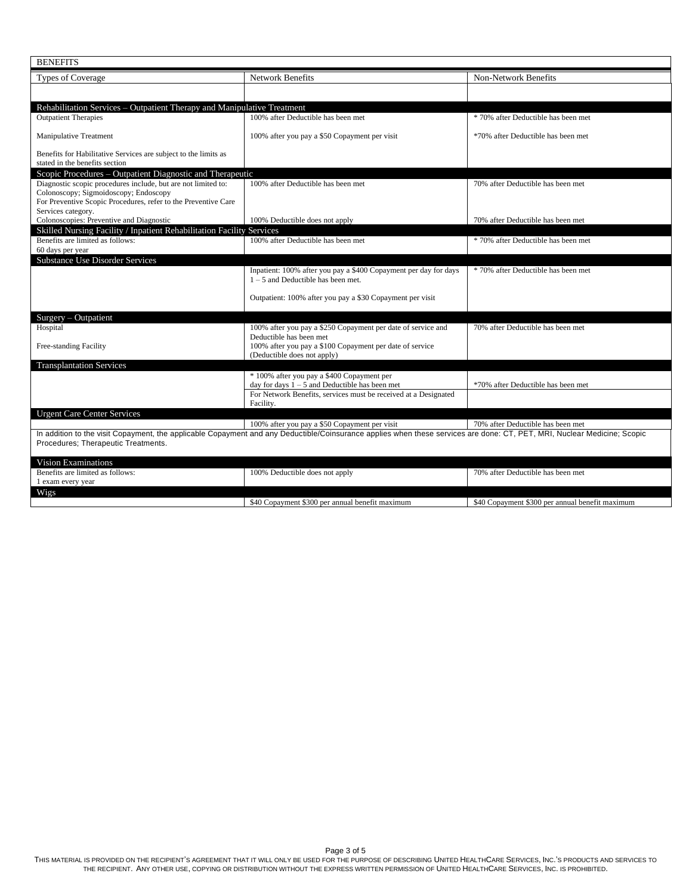| BENEFITS | | |
|---|---|---|
| Types of Coverage | Network Benefits | Non-Network Benefits |
| | | |
| **Rehabilitation Services – Outpatient Therapy and Manipulative Treatment** | | |
| Outpatient Therapies | 100% after Deductible has been met | * 70% after Deductible has been met |
| Manipulative Treatment | 100% after you pay a $50 Copayment per visit | *70% after Deductible has been met |
| Benefits for Habilitative Services are subject to the limits as stated in the benefits section | | |
| **Scopic Procedures – Outpatient Diagnostic and Therapeutic** | | |
| Diagnostic scopic procedures include, but are not limited to: Colonoscopy; Sigmoidoscopy; Endoscopy<br>For Preventive Scopic Procedures, refer to the Preventive Care Services category. | 100% after Deductible has been met | 70% after Deductible has been met |
| Colonoscopies: Preventive and Diagnostic | 100% Deductible does not apply | 70% after Deductible has been met |
| **Skilled Nursing Facility / Inpatient Rehabilitation Facility Services** | | |
| Benefits are limited as follows:<br>60 days per year | 100% after Deductible has been met | * 70% after Deductible has been met |
| **Substance Use Disorder Services** | | |
| | Inpatient: 100% after you pay a $400 Copayment per day for days 1 – 5 and Deductible has been met.<br><br>Outpatient: 100% after you pay a $30 Copayment per visit | * 70% after Deductible has been met |
| **Surgery – Outpatient** | | |
| Hospital | 100% after you pay a $250 Copayment per date of service and Deductible has been met | 70% after Deductible has been met |
| Free-standing Facility | 100% after you pay a $100 Copayment per date of service (Deductible does not apply) | |
| **Transplantation Services** | | |
| | * 100% after you pay a $400 Copayment per day for days 1 – 5 and Deductible has been met | *70% after Deductible has been met |
| | For Network Benefits, services must be received at a Designated Facility. | |
| **Urgent Care Center Services** | | |
| | 100% after you pay a $50 Copayment per visit | 70% after Deductible has been met |
| In addition to the visit Copayment, the applicable Copayment and any Deductible/Coinsurance applies when these services are done: CT, PET, MRI, Nuclear Medicine; Scopic Procedures; Therapeutic Treatments. | | |
| **Vision Examinations** | | |
| Benefits are limited as follows:<br>1 exam every year | 100% Deductible does not apply | 70% after Deductible has been met |
| **Wigs** | | |
| | $40 Copayment $300 per annual benefit maximum | $40 Copayment $300 per annual benefit maximum |

This material is provided on the recipient's agreement that it will only be used for the purpose of describing United HealthCare Services, Inc.'s products and services to the recipient. Any other use, copying or distribution without the express written permission of United HealthCare Services, Inc. is prohibited.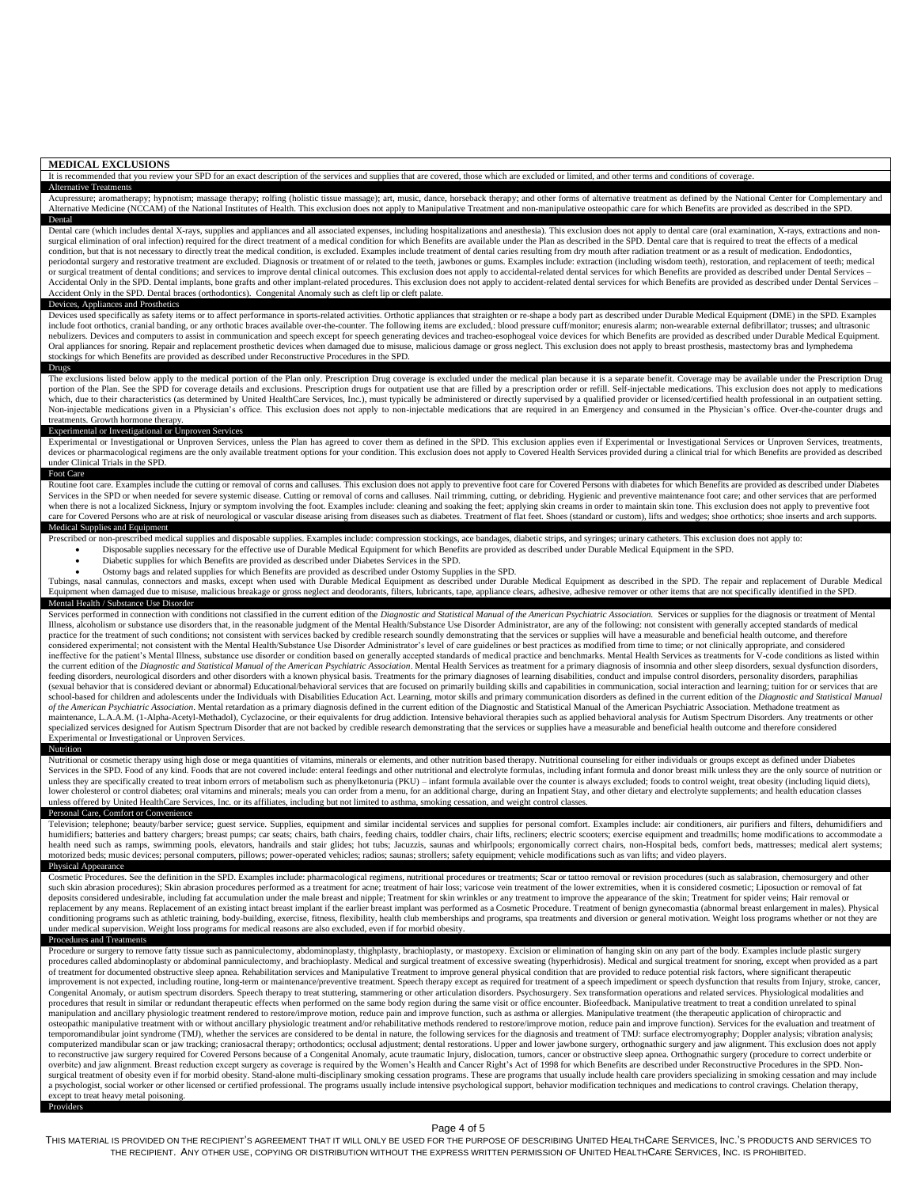## MEDICAL EXCLUSIONS

It is recommended that you review your SPD for an exact description of the services and supplies that are covered, those which are excluded or limited, and other terms and conditions of coverage.

### Alternative Treatments

Acupressure; aromatherapy; hypnotism; massage therapy; rolfing (holistic tissue massage); art, music, dance, horseback therapy; and other forms of alternative treatment as defined by the National Center for Complementary and Alternative Medicine (NCCAM) of the National Institutes of Health. This exclusion does not apply to Manipulative Treatment and non-manipulative osteopathic care for which Benefits are provided as described in the SPD.

### Dental

Dental care (which includes dental X-rays, supplies and appliances and all associated expenses, including hospitalizations and anesthesia). This exclusion does not apply to dental care (oral examination, X-rays, extractions and non-surgical elimination of oral infection) required for the direct treatment of a medical condition for which Benefits are available under the Plan as described in the SPD. Dental care that is required to treat the effects of a medical condition, but that is not necessary to directly treat the medical condition, is excluded. Examples include treatment of dental caries resulting from dry mouth after radiation treatment or as a result of medication. Endodontics, periodontal surgery and restorative treatment are excluded. Diagnosis or treatment of or related to the teeth, jawbones or gums. Examples include: extraction (including wisdom teeth), restoration, and replacement of teeth; medical or surgical treatment of dental conditions; and services to improve dental clinical outcomes. This exclusion does not apply to accidental-related dental services for which Benefits are provided as described under Dental Services – Accidental Only in the SPD. Dental implants, bone grafts and other implant-related procedures. This exclusion does not apply to accident-related dental services for which Benefits are provided as described under Dental Services – Accident Only in the SPD. Dental braces (orthodontics). Congenital Anomaly such as cleft lip or cleft palate.

### Devices, Appliances and Prosthetics

Devices used specifically as safety items or to affect performance in sports-related activities. Orthotic appliances that straighten or re-shape a body part as described under Durable Medical Equipment (DME) in the SPD. Examples include foot orthotics, cranial banding, or any orthotic braces available over-the-counter. The following items are excluded,: blood pressure cuff/monitor; enuresis alarm; non-wearable external defibrillator; trusses; and ultrasonic nebulizers. Devices and computers to assist in communication and speech except for speech generating devices and tracheo-esophogeal voice devices for which Benefits are provided as described under Durable Medical Equipment. Oral appliances for snoring. Repair and replacement prosthetic devices when damaged due to misuse, malicious damage or gross neglect. This exclusion does not apply to breast prosthesis, mastectomy bras and lymphedema stockings for which Benefits are provided as described under Reconstructive Procedures in the SPD.

### Drugs

The exclusions listed below apply to the medical portion of the Plan only. Prescription Drug coverage is excluded under the medical plan because it is a separate benefit. Coverage may be available under the Prescription Drug portion of the Plan. See the SPD for coverage details and exclusions. Prescription drugs for outpatient use that are filled by a prescription order or refill. Self-injectable medications. This exclusion does not apply to medications which, due to their characteristics (as determined by United HealthCare Services, Inc.), must typically be administered or directly supervised by a qualified provider or licensed/certified health professional in an outpatient setting. Non-injectable medications given in a Physician's office. This exclusion does not apply to non-injectable medications that are required in an Emergency and consumed in the Physician's office. Over-the-counter drugs and treatments. Growth hormone therapy.

### Experimental or Investigational or Unproven Services

Experimental or Investigational or Unproven Services, unless the Plan has agreed to cover them as defined in the SPD. This exclusion applies even if Experimental or Investigational Services or Unproven Services, treatments, devices or pharmacological regimens are the only available treatment options for your condition. This exclusion does not apply to Covered Health Services provided during a clinical trial for which Benefits are provided as described under Clinical Trials in the SPD.

### Foot Care

Routine foot care. Examples include the cutting or removal of corns and calluses. This exclusion does not apply to preventive foot care for Covered Persons with diabetes for which Benefits are provided as described under Diabetes Services in the SPD or when needed for severe systemic disease. Cutting or removal of corns and calluses. Nail trimming, cutting, or debriding. Hygienic and preventive maintenance foot care; and other services that are performed when there is not a localized Sickness, Injury or symptom involving the foot. Examples include: cleaning and soaking the feet; applying skin creams in order to maintain skin tone. This exclusion does not apply to preventive foot care for Covered Persons who are at risk of neurological or vascular disease arising from diseases such as diabetes. Treatment of flat feet. Shoes (standard or custom), lifts and wedges; shoe orthotics; shoe inserts and arch supports.

### Medical Supplies and Equipment

Prescribed or non-prescribed medical supplies and disposable supplies. Examples include: compression stockings, ace bandages, diabetic strips, and syringes; urinary catheters. This exclusion does not apply to:

- Disposable supplies necessary for the effective use of Durable Medical Equipment for which Benefits are provided as described under Durable Medical Equipment in the SPD.
- Diabetic supplies for which Benefits are provided as described under Diabetes Services in the SPD.
- Ostomy bags and related supplies for which Benefits are provided as described under Ostomy Supplies in the SPD.

Tubings, nasal cannulas, connectors and masks, except when used with Durable Medical Equipment as described under Durable Medical Equipment as described in the SPD. The repair and replacement of Durable Medical Equipment when damaged due to misuse, malicious breakage or gross neglect and deodorants, filters, lubricants, tape, appliance clears, adhesive, adhesive remover or other items that are not specifically identified in the SPD.

### Mental Health / Substance Use Disorder

Services performed in connection with conditions not classified in the current edition of the *Diagnostic and Statistical Manual of the American Psychiatric Association.* Services or supplies for the diagnosis or treatment of Mental Illness, alcoholism or substance use disorders that, in the reasonable judgment of the Mental Health/Substance Use Disorder Administrator, are any of the following: not consistent with generally accepted standards of medical practice for the treatment of such conditions; not consistent with services backed by credible research soundly demonstrating that the services or supplies will have a measurable and beneficial health outcome, and therefore considered experimental; not consistent with the Mental Health/Substance Use Disorder Administrator's level of care guidelines or best practices as modified from time to time; or not clinically appropriate, and considered ineffective for the patient's Mental Illness, substance use disorder or condition based on generally accepted standards of medical practice and benchmarks. Mental Health Services as treatments for V-code conditions as listed within the current edition of the *Diagnostic and Statistical Manual of the American Psychiatric Association*. Mental Health Services as treatment for a primary diagnosis of insomnia and other sleep disorders, sexual dysfunction disorders, feeding disorders, neurological disorders and other disorders with a known physical basis. Treatments for the primary diagnoses of learning disabilities, conduct and impulse control disorders, personality disorders, paraphilias (sexual behavior that is considered deviant or abnormal) Educational/behavioral services that are focused on primarily building skills and capabilities in communication, social interaction and learning; tuition for or services that are school-based for children and adolescents under the Individuals with Disabilities Education Act. Learning, motor skills and primary communication disorders as defined in the current edition of the *Diagnostic and Statistical Manual of the American Psychiatric Association*. Mental retardation as a primary diagnosis defined in the current edition of the Diagnostic and Statistical Manual of the American Psychiatric Association. Methadone treatment as maintenance, L.A.A.M. (1-Alpha-Acetyl-Methadol), Cyclazocine, or their equivalents for drug addiction. Intensive behavioral therapies such as applied behavioral analysis for Autism Spectrum Disorders. Any treatments or other specialized services designed for Autism Spectrum Disorder that are not backed by credible research demonstrating that the services or supplies have a measurable and beneficial health outcome and therefore considered Experimental or Investigational or Unproven Services.

### Nutrition

Nutritional or cosmetic therapy using high dose or mega quantities of vitamins, minerals or elements, and other nutrition based therapy. Nutritional counseling for either individuals or groups except as defined under Diabetes Services in the SPD. Food of any kind. Foods that are not covered include: enteral feedings and other nutritional and electrolyte formulas, including infant formula and donor breast milk unless they are the only source of nutrition or unless they are specifically created to treat inborn errors of metabolism such as phenylketonuria (PKU) – infant formula available over the counter is always excluded; foods to control weight, treat obesity (including liquid diets), lower cholesterol or control diabetes; oral vitamins and minerals; meals you can order from a menu, for an additional charge, during an Inpatient Stay, and other dietary and electrolyte supplements; and health education classes unless offered by United HealthCare Services, Inc. or its affiliates, including but not limited to asthma, smoking cessation, and weight control classes.

### Personal Care, Comfort or Convenience

Television; telephone; beauty/barber service; guest service. Supplies, equipment and similar incidental services and supplies for personal comfort. Examples include: air conditioners, air purifiers and filters, dehumidifiers and humidifiers; batteries and battery chargers; breast pumps; car seats; chairs, bath chairs, feeding chairs, toddler chairs, chair lifts, recliners; electric scooters; exercise equipment and treadmills; home modifications to accommodate a health need such as ramps, swimming pools, elevators, handrails and stair glides; hot tubs; Jacuzzis, saunas and whirlpools; ergonomically correct chairs, non-Hospital beds, comfort beds, mattresses; medical alert systems; motorized beds; music devices; personal computers, pillows; power-operated vehicles; radios; saunas; strollers; safety equipment; vehicle modifications such as van lifts; and video players.

### Physical Appearance

Cosmetic Procedures. See the definition in the SPD. Examples include: pharmacological regimens, nutritional procedures or treatments; Scar or tattoo removal or revision procedures (such as salabrasion, chemosurgery and other such skin abrasion procedures); Skin abrasion procedures performed as a treatment for acne; treatment of hair loss; varicose vein treatment of the lower extremities, when it is considered cosmetic; Liposuction or removal of fat deposits considered undesirable, including fat accumulation under the male breast and nipple; Treatment for skin wrinkles or any treatment to improve the appearance of the skin; Treatment for spider veins; Hair removal or replacement by any means. Replacement of an existing intact breast implant if the earlier breast implant was performed as a Cosmetic Procedure. Treatment of benign gynecomastia (abnormal breast enlargement in males). Physical conditioning programs such as athletic training, body-building, exercise, fitness, flexibility, health club memberships and programs, spa treatments and diversion or general motivation. Weight loss programs whether or not they are under medical supervision. Weight loss programs for medical reasons are also excluded, even if for morbid obesity.

### Procedures and Treatments

Procedure or surgery to remove fatty tissue such as panniculectomy, abdominoplasty, thighplasty, brachioplasty, or mastopexy. Excision or elimination of hanging skin on any part of the body. Examples include plastic surgery procedures called abdominoplasty or abdominal panniculectomy, and brachioplasty. Medical and surgical treatment of excessive sweating (hyperhidrosis). Medical and surgical treatment for snoring, except when provided as a part of treatment for documented obstructive sleep apnea. Rehabilitation services and Manipulative Treatment to improve general physical condition that are provided to reduce potential risk factors, where significant therapeutic improvement is not expected, including routine, long-term or maintenance/preventive treatment. Speech therapy except as required for treatment of a speech impediment or speech dysfunction that results from Injury, stroke, cancer, Congenital Anomaly, or autism spectrum disorders. Speech therapy to treat stuttering, stammering or other articulation disorders. Psychosurgery. Sex transformation operations and related services. Physiological modalities and procedures that result in similar or redundant therapeutic effects when performed on the same body region during the same visit or office encounter. Biofeedback. Manipulative treatment to treat a condition unrelated to spinal manipulation and ancillary physiologic treatment rendered to restore/improve motion, reduce pain and improve function, such as asthma or allergies. Manipulative treatment (the therapeutic application of chiropractic and osteopathic manipulative treatment with or without ancillary physiologic treatment and/or rehabilitative methods rendered to restore/improve motion, reduce pain and improve function). Services for the evaluation and treatment of temporomandibular joint syndrome (TMJ), whether the services are considered to be dental in nature, the following services for the diagnosis and treatment of TMJ: surface electromyography; Doppler analysis; vibration analysis; computerized mandibular scan or jaw tracking; craniosacral therapy; orthodontics; occlusal adjustment; dental restorations. Upper and lower jawbone surgery, orthognathic surgery and jaw alignment. This exclusion does not apply to reconstructive jaw surgery required for Covered Persons because of a Congenital Anomaly, acute traumatic Injury, dislocation, tumors, cancer or obstructive sleep apnea. Orthognathic surgery (procedure to correct underbite or overbite) and jaw alignment. Breast reduction except surgery as coverage is required by the Women's Health and Cancer Right's Act of 1998 for which Benefits are described under Reconstructive Procedures in the SPD. Non-surgical treatment of obesity even if for morbid obesity. Stand-alone multi-disciplinary smoking cessation programs. These are programs that usually include health care providers specializing in smoking cessation and may include a psychologist, social worker or other licensed or certified professional. The programs usually include intensive psychological support, behavior modification techniques and medications to control cravings. Chelation therapy, except to treat heavy metal poisoning.

### Providers

THIS MATERIAL IS PROVIDED ON THE RECIPIENT'S AGREEMENT THAT IT WILL ONLY BE USED FOR THE PURPOSE OF DESCRIBING UNITED HEALTHCARE SERVICES, INC.'S PRODUCTS AND SERVICES TO THE RECIPIENT. ANY OTHER USE, COPYING OR DISTRIBUTION WITHOUT THE EXPRESS WRITTEN PERMISSION OF UNITED HEALTHCARE SERVICES, INC. IS PROHIBITED.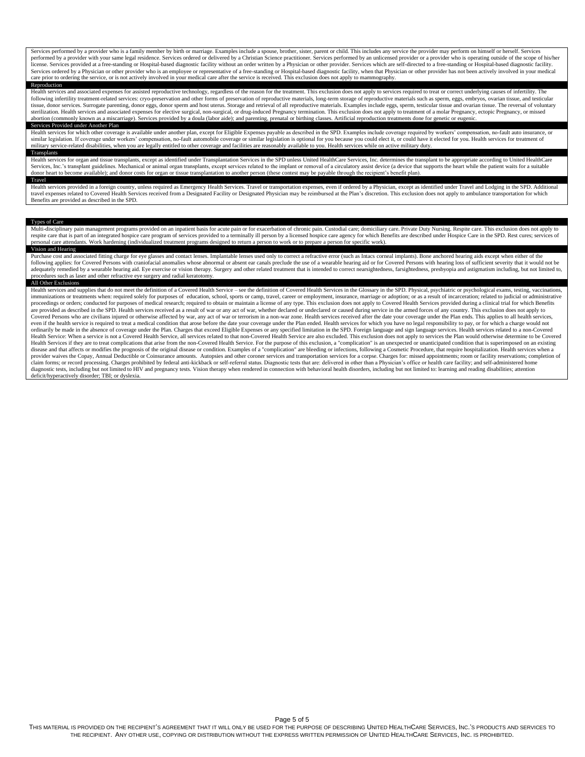Services performed by a provider who is a family member by birth or marriage. Examples include a spouse, brother, sister, parent or child. This includes any service the provider may perform on himself or herself. Services performed by a provider with your same legal residence. Services ordered or delivered by a Christian Science practitioner. Services performed by an unlicensed provider or a provider who is operating outside of the scope of his/her license. Services provided at a free-standing or Hospital-based diagnostic facility without an order written by a Physician or other provider. Services which are self-directed to a free-standing or Hospital-based diagnostic facility. Services ordered by a Physician or other provider who is an employee or representative of a free-standing or Hospital-based diagnostic facility, when that Physician or other provider has not been actively involved in your medical care prior to ordering the service, or is not actively involved in your medical care after the service is received. This exclusion does not apply to mammography.

### Reproduction

Health services and associated expenses for assisted reproductive technology, regardless of the reason for the treatment. This exclusion does not apply to services required to treat or correct underlying causes of infertility. The following infertility treatment-related services: cryo-preservation and other forms of preservation of reproductive materials, long-term storage of reproductive materials such as sperm, eggs, embryos, ovarian tissue, and testicular tissue, donor services. Surrogate parenting, donor eggs, donor sperm and host uterus. Storage and retrieval of all reproductive materials. Examples include eggs, sperm, testicular tissue and ovarian tissue. The reversal of voluntary sterilization. Health services and associated expenses for elective surgical, non-surgical, or drug-induced Pregnancy termination. This exclusion does not apply to treatment of a molar Pregnancy, ectopic Pregnancy, or missed abortion (commonly known as a miscarriage). Services provided by a doula (labor aide); and parenting, prenatal or birthing classes. Artificial reproduction treatments done for genetic or eugenic.

### Services Provided under Another Plan

Health services for which other coverage is available under another plan, except for Eligible Expenses payable as described in the SPD. Examples include coverage required by workers' compensation, no-fault auto insurance, or similar legislation. If coverage under workers' compensation, no-fault automobile coverage or similar legislation is optional for you because you could elect it, or could have it elected for you. Health services for treatment of military service-related disabilities, when you are legally entitled to other coverage and facilities are reasonably available to you. Health services while on active military duty.

### Transplants

Health services for organ and tissue transplants, except as identified under Transplantation Services in the SPD unless United HealthCare Services, Inc. determines the transplant to be appropriate according to United HealthCare Services, Inc.'s transplant guidelines. Mechanical or animal organ transplants, except services related to the implant or removal of a circulatory assist device (a device that supports the heart while the patient waits for a suitable donor heart to become available); and donor costs for organ or tissue transplantation to another person (these contest may be payable through the recipient's benefit plan).

### Travel

Health services provided in a foreign country, unless required as Emergency Health Services. Travel or transportation expenses, even if ordered by a Physician, except as identified under Travel and Lodging in the SPD. Additional travel expenses related to Covered Health Services received from a Designated Facility or Designated Physician may be reimbursed at the Plan's discretion. This exclusion does not apply to ambulance transportation for which Benefits are provided as described in the SPD.

### Types of Care

Multi-disciplinary pain management programs provided on an inpatient basis for acute pain or for exacerbation of chronic pain. Custodial care; domiciliary care. Private Duty Nursing. Respite care. This exclusion does not apply to respite care that is part of an integrated hospice care program of services provided to a terminally ill person by a licensed hospice care agency for which Benefits are described under Hospice Care in the SPD. Rest cures; services of personal care attendants. Work hardening (individualized treatment programs designed to return a person to work or to prepare a person for specific work).

### Vision and Hearing

Purchase cost and associated fitting charge for eye glasses and contact lenses. Implantable lenses used only to correct a refractive error (such as Intacs corneal implants). Bone anchored hearing aids except when either of the following applies: for Covered Persons with craniofacial anomalies whose abnormal or absent ear canals preclude the use of a wearable hearing aid or for Covered Persons with hearing loss of sufficient severity that it would not be adequately remedied by a wearable hearing aid. Eye exercise or vision therapy. Surgery and other related treatment that is intended to correct nearsightedness, farsightedness, presbyopia and astigmatism including, but not limited to, procedures such as laser and other refractive eye surgery and radial keratotomy.

### All Other Exclusions

Health services and supplies that do not meet the definition of a Covered Health Service – see the definition of Covered Health Services in the Glossary in the SPD. Physical, psychiatric or psychological exams, testing, vaccinations, immunizations or treatments when: required solely for purposes of education, school, sports or camp, travel, career or employment, insurance, marriage or adoption; or as a result of incarceration; related to judicial or administrative proceedings or orders; conducted for purposes of medical research; required to obtain or maintain a license of any type. This exclusion does not apply to Covered Health Services provided during a clinical trial for which Benefits are provided as described in the SPD. Health services received as a result of war or any act of war, whether declared or undeclared or caused during service in the armed forces of any country. This exclusion does not apply to Covered Persons who are civilians injured or otherwise affected by war, any act of war or terrorism in a non-war zone. Health services received after the date your coverage under the Plan ends. This applies to all health services, even if the health service is required to treat a medical condition that arose before the date your coverage under the Plan ended. Health services for which you have no legal responsibility to pay, or for which a charge would not ordinarily be made in the absence of coverage under the Plan. Charges that exceed Eligible Expenses or any specified limitation in the SPD. Foreign language and sign language services. Health services related to a non-Covered Health Service: When a service is not a Covered Health Service, all services related to that non-Covered Health Service are also excluded. This exclusion does not apply to services the Plan would otherwise determine to be Covered Health Services if they are to treat complications that arise from the non-Covered Health Service. For the purpose of this exclusion, a "complication" is an unexpected or unanticipated condition that is superimposed on an existing disease and that affects or modifies the prognosis of the original disease or condition. Examples of a "complication" are bleeding or infections, following a Cosmetic Procedure, that require hospitalization. Health services when a provider waives the Copay, Annual Deductible or Coinsurance amounts. Autopsies and other coroner services and transportation services for a corpse. Charges for: missed appointments; room or facility reservations; completion of claim forms; or record processing. Charges prohibited by federal anti-kickback or self-referral status. Diagnostic tests that are: delivered in other than a Physician's office or health care facility; and self-administered home diagnostic tests, including but not limited to HIV and pregnancy tests. Vision therapy when rendered in connection with behavioral health disorders, including but not limited to: learning and reading disabilities; attention deficit/hyperactively disorder; TBI; or dyslexia.

THIS MATERIAL IS PROVIDED ON THE RECIPIENT'S AGREEMENT THAT IT WILL ONLY BE USED FOR THE PURPOSE OF DESCRIBING UNITED HEALTHCARE SERVICES, INC.'S PRODUCTS AND SERVICES TO THE RECIPIENT. ANY OTHER USE, COPYING OR DISTRIBUTION WITHOUT THE EXPRESS WRITTEN PERMISSION OF UNITED HEALTHCARE SERVICES, INC. IS PROHIBITED.